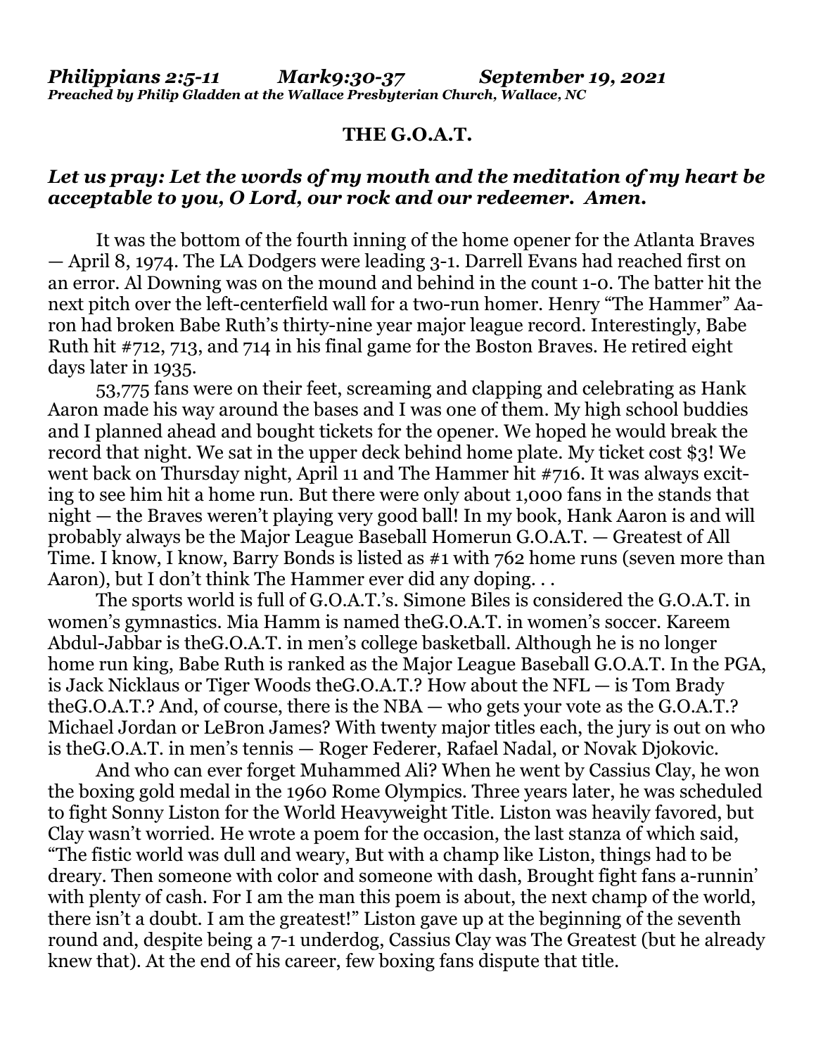*Philippians 2:5-11 Mark9:30-37 September 19, 2021*
***Preached by Philip Gladden at the Wallace Presbyterian Church, Wallace, NC***

**THE G.O.A.T.**

***Let us pray: Let the words of my mouth and the meditation of my heart be acceptable to you, O Lord, our rock and our redeemer. Amen.***

It was the bottom of the fourth inning of the home opener for the Atlanta Braves — April 8, 1974. The LA Dodgers were leading 3-1. Darrell Evans had reached first on an error. Al Downing was on the mound and behind in the count 1-0. The batter hit the next pitch over the left-centerfield wall for a two-run homer. Henry "The Hammer" Aaron had broken Babe Ruth's thirty-nine year major league record. Interestingly, Babe Ruth hit #712, 713, and 714 in his final game for the Boston Braves. He retired eight days later in 1935.

53,775 fans were on their feet, screaming and clapping and celebrating as Hank Aaron made his way around the bases and I was one of them. My high school buddies and I planned ahead and bought tickets for the opener. We hoped he would break the record that night. We sat in the upper deck behind home plate. My ticket cost $3! We went back on Thursday night, April 11 and The Hammer hit #716. It was always exciting to see him hit a home run. But there were only about 1,000 fans in the stands that night — the Braves weren't playing very good ball! In my book, Hank Aaron is and will probably always be the Major League Baseball Homerun G.O.A.T. — Greatest of All Time. I know, I know, Barry Bonds is listed as #1 with 762 home runs (seven more than Aaron), but I don't think The Hammer ever did any doping. . .

The sports world is full of G.O.A.T.'s. Simone Biles is considered the G.O.A.T. in women's gymnastics. Mia Hamm is named theG.O.A.T. in women's soccer. Kareem Abdul-Jabbar is theG.O.A.T. in men's college basketball. Although he is no longer home run king, Babe Ruth is ranked as the Major League Baseball G.O.A.T. In the PGA, is Jack Nicklaus or Tiger Woods theG.O.A.T.? How about the NFL — is Tom Brady theG.O.A.T.? And, of course, there is the NBA — who gets your vote as the G.O.A.T.? Michael Jordan or LeBron James? With twenty major titles each, the jury is out on who is theG.O.A.T. in men's tennis — Roger Federer, Rafael Nadal, or Novak Djokovic.

And who can ever forget Muhammed Ali? When he went by Cassius Clay, he won the boxing gold medal in the 1960 Rome Olympics. Three years later, he was scheduled to fight Sonny Liston for the World Heavyweight Title. Liston was heavily favored, but Clay wasn't worried. He wrote a poem for the occasion, the last stanza of which said, "The fistic world was dull and weary, But with a champ like Liston, things had to be dreary. Then someone with color and someone with dash, Brought fight fans a-runnin' with plenty of cash. For I am the man this poem is about, the next champ of the world, there isn't a doubt. I am the greatest!" Liston gave up at the beginning of the seventh round and, despite being a 7-1 underdog, Cassius Clay was The Greatest (but he already knew that). At the end of his career, few boxing fans dispute that title.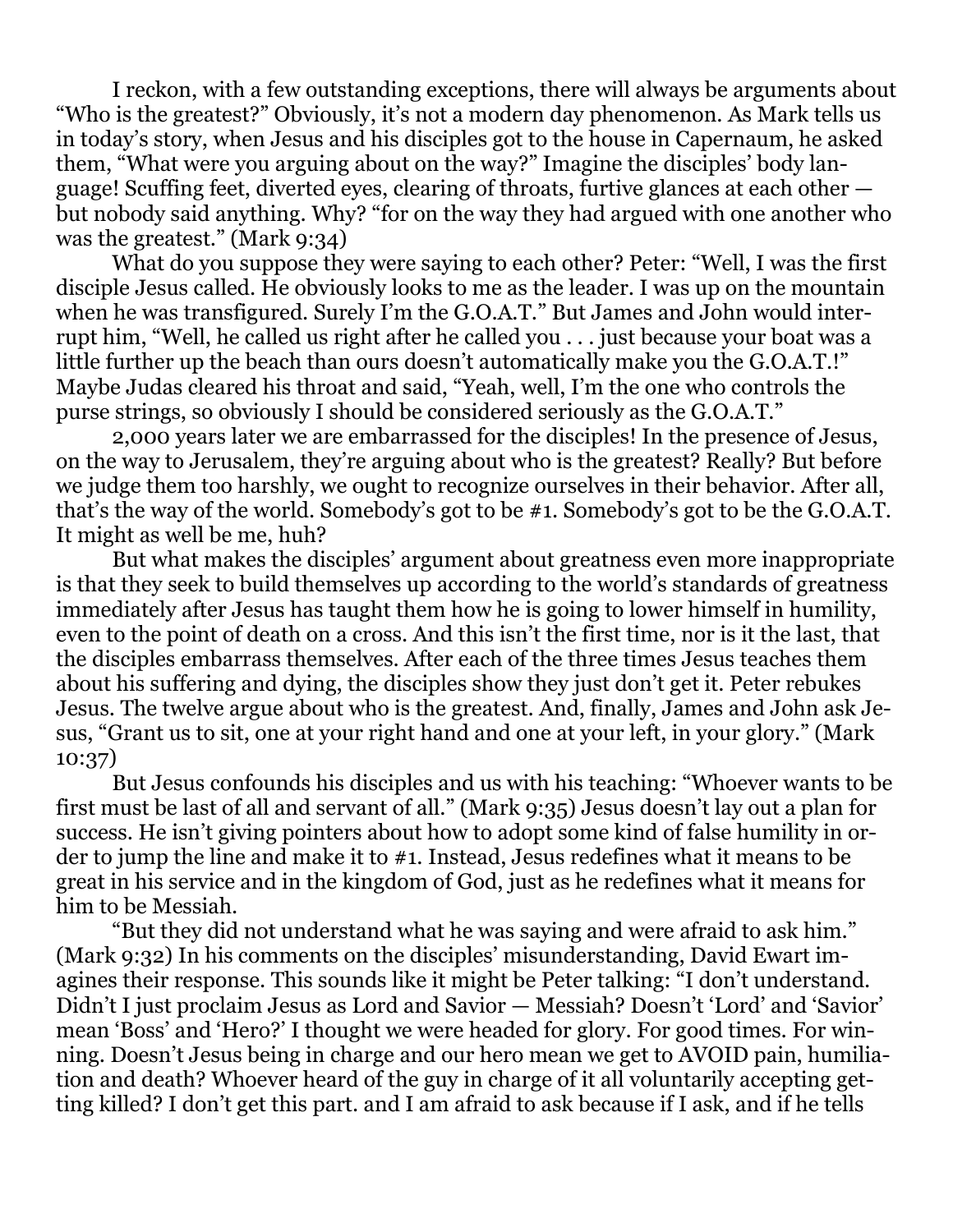I reckon, with a few outstanding exceptions, there will always be arguments about "Who is the greatest?" Obviously, it's not a modern day phenomenon. As Mark tells us in today's story, when Jesus and his disciples got to the house in Capernaum, he asked them, "What were you arguing about on the way?" Imagine the disciples' body language! Scuffing feet, diverted eyes, clearing of throats, furtive glances at each other — but nobody said anything. Why? "for on the way they had argued with one another who was the greatest." (Mark 9:34)

What do you suppose they were saying to each other? Peter: "Well, I was the first disciple Jesus called. He obviously looks to me as the leader. I was up on the mountain when he was transfigured. Surely I'm the G.O.A.T." But James and John would interrupt him, "Well, he called us right after he called you . . . just because your boat was a little further up the beach than ours doesn't automatically make you the G.O.A.T.!" Maybe Judas cleared his throat and said, "Yeah, well, I'm the one who controls the purse strings, so obviously I should be considered seriously as the G.O.A.T."

2,000 years later we are embarrassed for the disciples! In the presence of Jesus, on the way to Jerusalem, they're arguing about who is the greatest? Really? But before we judge them too harshly, we ought to recognize ourselves in their behavior. After all, that's the way of the world. Somebody's got to be #1. Somebody's got to be the G.O.A.T. It might as well be me, huh?

But what makes the disciples' argument about greatness even more inappropriate is that they seek to build themselves up according to the world's standards of greatness immediately after Jesus has taught them how he is going to lower himself in humility, even to the point of death on a cross. And this isn't the first time, nor is it the last, that the disciples embarrass themselves. After each of the three times Jesus teaches them about his suffering and dying, the disciples show they just don't get it. Peter rebukes Jesus. The twelve argue about who is the greatest. And, finally, James and John ask Jesus, "Grant us to sit, one at your right hand and one at your left, in your glory." (Mark 10:37)

But Jesus confounds his disciples and us with his teaching: "Whoever wants to be first must be last of all and servant of all." (Mark 9:35) Jesus doesn't lay out a plan for success. He isn't giving pointers about how to adopt some kind of false humility in order to jump the line and make it to #1. Instead, Jesus redefines what it means to be great in his service and in the kingdom of God, just as he redefines what it means for him to be Messiah.

"But they did not understand what he was saying and were afraid to ask him." (Mark 9:32) In his comments on the disciples' misunderstanding, David Ewart imagines their response. This sounds like it might be Peter talking: "I don't understand. Didn't I just proclaim Jesus as Lord and Savior — Messiah? Doesn't 'Lord' and 'Savior' mean 'Boss' and 'Hero?' I thought we were headed for glory. For good times. For winning. Doesn't Jesus being in charge and our hero mean we get to AVOID pain, humiliation and death? Whoever heard of the guy in charge of it all voluntarily accepting getting killed? I don't get this part. and I am afraid to ask because if I ask, and if he tells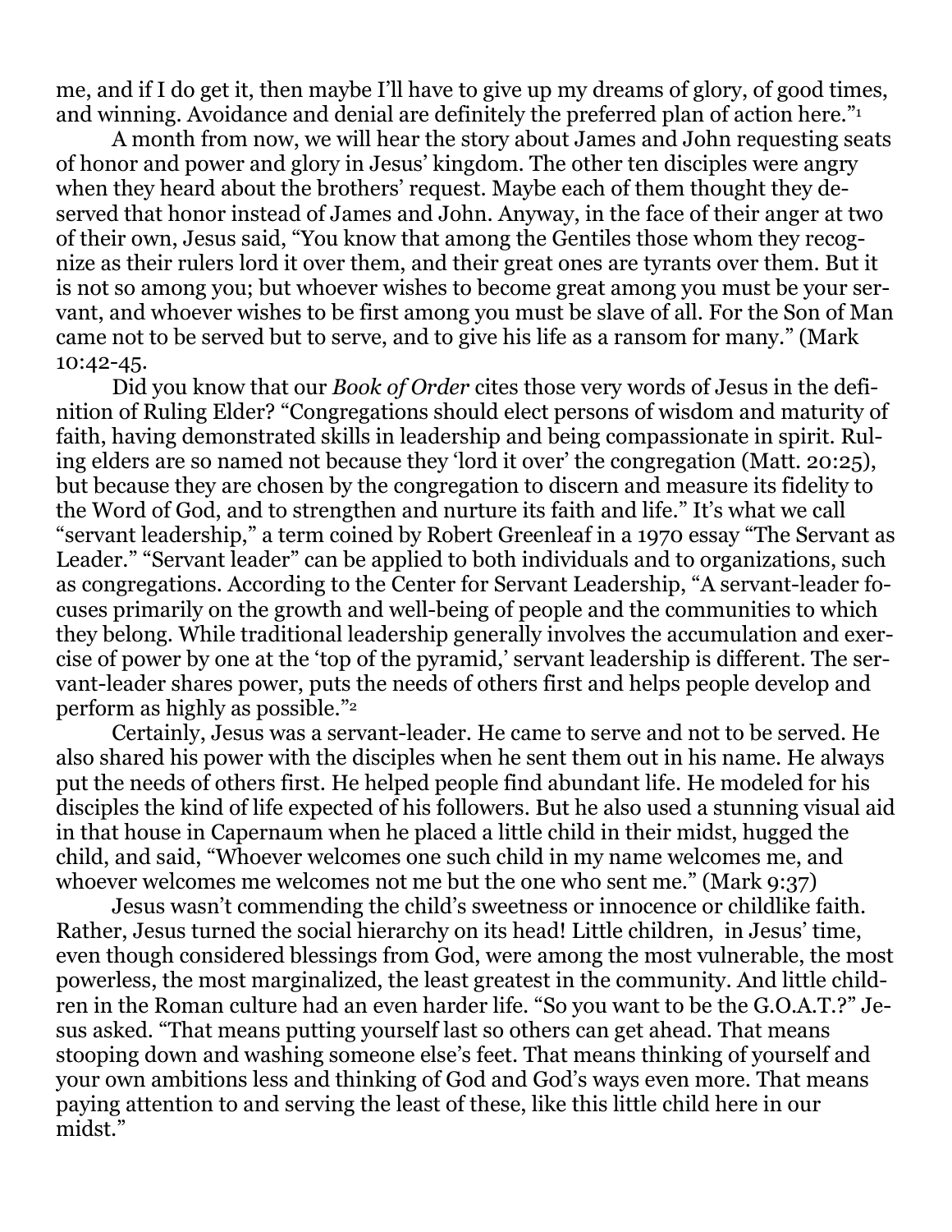me, and if I do get it, then maybe I'll have to give up my dreams of glory, of good times, and winning. Avoidance and denial are definitely the preferred plan of action here."[1]

A month from now, we will hear the story about James and John requesting seats of honor and power and glory in Jesus' kingdom. The other ten disciples were angry when they heard about the brothers' request. Maybe each of them thought they deserved that honor instead of James and John. Anyway, in the face of their anger at two of their own, Jesus said, "You know that among the Gentiles those whom they recognize as their rulers lord it over them, and their great ones are tyrants over them. But it is not so among you; but whoever wishes to become great among you must be your servant, and whoever wishes to be first among you must be slave of all. For the Son of Man came not to be served but to serve, and to give his life as a ransom for many." (Mark 10:42-45.

Did you know that our *Book of Order* cites those very words of Jesus in the definition of Ruling Elder? "Congregations should elect persons of wisdom and maturity of faith, having demonstrated skills in leadership and being compassionate in spirit. Ruling elders are so named not because they 'lord it over' the congregation (Matt. 20:25), but because they are chosen by the congregation to discern and measure its fidelity to the Word of God, and to strengthen and nurture its faith and life." It's what we call "servant leadership," a term coined by Robert Greenleaf in a 1970 essay "The Servant as Leader." "Servant leader" can be applied to both individuals and to organizations, such as congregations. According to the Center for Servant Leadership, "A servant-leader focuses primarily on the growth and well-being of people and the communities to which they belong. While traditional leadership generally involves the accumulation and exercise of power by one at the 'top of the pyramid,' servant leadership is different. The servant-leader shares power, puts the needs of others first and helps people develop and perform as highly as possible."[2]

Certainly, Jesus was a servant-leader. He came to serve and not to be served. He also shared his power with the disciples when he sent them out in his name. He always put the needs of others first. He helped people find abundant life. He modeled for his disciples the kind of life expected of his followers. But he also used a stunning visual aid in that house in Capernaum when he placed a little child in their midst, hugged the child, and said, "Whoever welcomes one such child in my name welcomes me, and whoever welcomes me welcomes not me but the one who sent me." (Mark 9:37)

Jesus wasn't commending the child's sweetness or innocence or childlike faith. Rather, Jesus turned the social hierarchy on its head! Little children, in Jesus' time, even though considered blessings from God, were among the most vulnerable, the most powerless, the most marginalized, the least greatest in the community. And little children in the Roman culture had an even harder life. "So you want to be the G.O.A.T.?" Jesus asked. "That means putting yourself last so others can get ahead. That means stooping down and washing someone else's feet. That means thinking of yourself and your own ambitions less and thinking of God and God's ways even more. That means paying attention to and serving the least of these, like this little child here in our midst."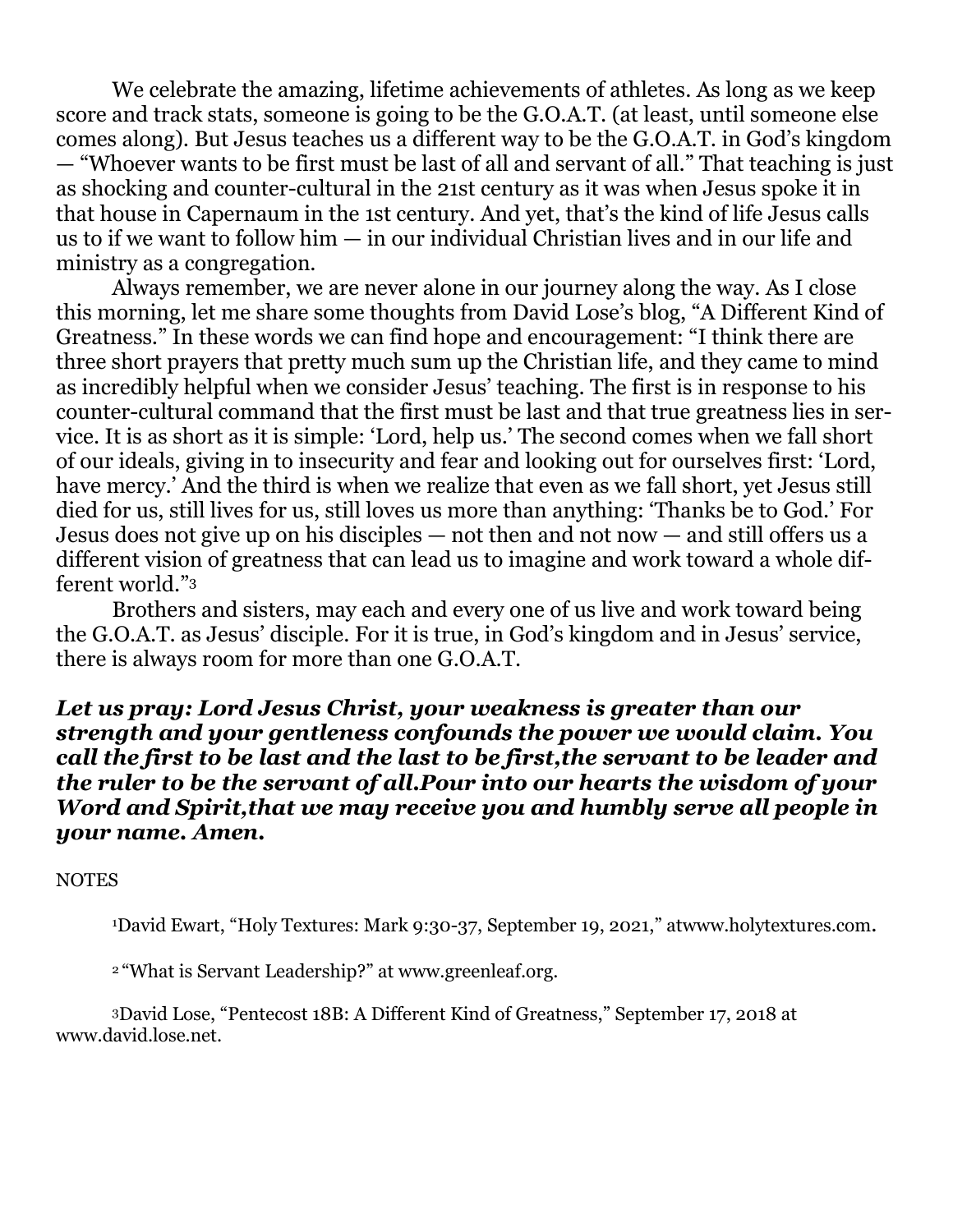We celebrate the amazing, lifetime achievements of athletes. As long as we keep score and track stats, someone is going to be the G.O.A.T. (at least, until someone else comes along). But Jesus teaches us a different way to be the G.O.A.T. in God's kingdom — "Whoever wants to be first must be last of all and servant of all." That teaching is just as shocking and counter-cultural in the 21st century as it was when Jesus spoke it in that house in Capernaum in the 1st century. And yet, that's the kind of life Jesus calls us to if we want to follow him — in our individual Christian lives and in our life and ministry as a congregation.

Always remember, we are never alone in our journey along the way. As I close this morning, let me share some thoughts from David Lose's blog, "A Different Kind of Greatness." In these words we can find hope and encouragement: "I think there are three short prayers that pretty much sum up the Christian life, and they came to mind as incredibly helpful when we consider Jesus' teaching. The first is in response to his counter-cultural command that the first must be last and that true greatness lies in service. It is as short as it is simple: 'Lord, help us.' The second comes when we fall short of our ideals, giving in to insecurity and fear and looking out for ourselves first: 'Lord, have mercy.' And the third is when we realize that even as we fall short, yet Jesus still died for us, still lives for us, still loves us more than anything: 'Thanks be to God.' For Jesus does not give up on his disciples — not then and not now — and still offers us a different vision of greatness that can lead us to imagine and work toward a whole different world."[3]

Brothers and sisters, may each and every one of us live and work toward being the G.O.A.T. as Jesus' disciple. For it is true, in God's kingdom and in Jesus' service, there is always room for more than one G.O.A.T.

***Let us pray: Lord Jesus Christ, your weakness is greater than our strength and your gentleness confounds the power we would claim. You call the first to be last and the last to be first,the servant to be leader and the ruler to be the servant of all.Pour into our hearts the wisdom of your Word and Spirit,that we may receive you and humbly serve all people in your name. Amen.***

NOTES

[1]David Ewart, "Holy Textures: Mark 9:30-37, September 19, 2021," atwww.holytextures.com.

[2] "What is Servant Leadership?" at www.greenleaf.org.

[3]David Lose, "Pentecost 18B: A Different Kind of Greatness," September 17, 2018 at www.david.lose.net.